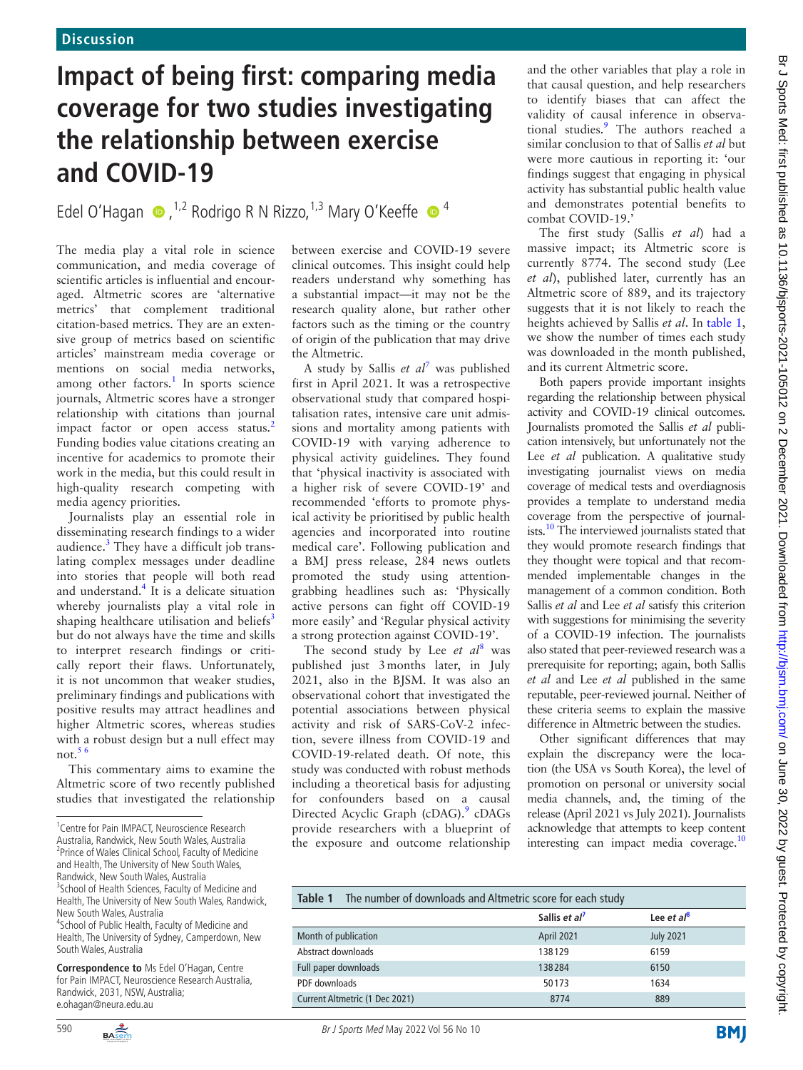Discussion

# Impact of being first: comparing media coverage for two studies investigating the relationship between exercise and COVID-19

Edel O'Hagan [1,2] Rodrigo R N Rizzo,[1,3] Mary O'Keeffe [4]

The media play a vital role in science communication, and media coverage of scientific articles is influential and encouraged. Altmetric scores are 'alternative metrics' that complement traditional citation-based metrics. They are an extensive group of metrics based on scientific articles' mainstream media coverage or mentions on social media networks, among other factors.[1] In sports science journals, Altmetric scores have a stronger relationship with citations than journal impact factor or open access status.[2] Funding bodies value citations creating an incentive for academics to promote their work in the media, but this could result in high-quality research competing with media agency priorities.

Journalists play an essential role in disseminating research findings to a wider audience.[3] They have a difficult job translating complex messages under deadline into stories that people will both read and understand.[4] It is a delicate situation whereby journalists play a vital role in shaping healthcare utilisation and beliefs[3] but do not always have the time and skills to interpret research findings or critically report their flaws. Unfortunately, it is not uncommon that weaker studies, preliminary findings and publications with positive results may attract headlines and higher Altmetric scores, whereas studies with a robust design but a null effect may not.[5 6]

This commentary aims to examine the Altmetric score of two recently published studies that investigated the relationship between exercise and COVID-19 severe clinical outcomes. This insight could help readers understand why something has a substantial impact—it may not be the research quality alone, but rather other factors such as the timing or the country of origin of the publication that may drive the Altmetric.

A study by Sallis *et al*[7] was published first in April 2021. It was a retrospective observational study that compared hospitalisation rates, intensive care unit admissions and mortality among patients with COVID-19 with varying adherence to physical activity guidelines. They found that 'physical inactivity is associated with a higher risk of severe COVID-19' and recommended 'efforts to promote physical activity be prioritised by public health agencies and incorporated into routine medical care'. Following publication and a BMJ press release, 284 news outlets promoted the study using attention-grabbing headlines such as: 'Physically active persons can fight off COVID-19 more easily' and 'Regular physical activity a strong protection against COVID-19'.

The second study by Lee *et al*[8] was published just 3 months later, in July 2021, also in the BJSM. It was also an observational cohort that investigated the potential associations between physical activity and risk of SARS-CoV-2 infection, severe illness from COVID-19 and COVID-19-related death. Of note, this study was conducted with robust methods including a theoretical basis for adjusting for confounders based on a causal Directed Acyclic Graph (cDAG).[9] cDAGs provide researchers with a blueprint of the exposure and outcome relationship and the other variables that play a role in that causal question, and help researchers to identify biases that can affect the validity of causal inference in observational studies.[9] The authors reached a similar conclusion to that of Sallis *et al* but were more cautious in reporting it: 'our findings suggest that engaging in physical activity has substantial public health value and demonstrates potential benefits to combat COVID-19.'

The first study (Sallis *et al*) had a massive impact; its Altmetric score is currently 8774. The second study (Lee *et al*), published later, currently has an Altmetric score of 889, and its trajectory suggests that it is not likely to reach the heights achieved by Sallis *et al*. In table 1, we show the number of times each study was downloaded in the month published, and its current Altmetric score.

Both papers provide important insights regarding the relationship between physical activity and COVID-19 clinical outcomes. Journalists promoted the Sallis *et al* publication intensively, but unfortunately not the Lee *et al* publication. A qualitative study investigating journalist views on media coverage of medical tests and overdiagnosis provides a template to understand media coverage from the perspective of journalists.[10] The interviewed journalists stated that they would promote research findings that they thought were topical and that recommended implementable changes in the management of a common condition. Both Sallis *et al* and Lee *et al* satisfy this criterion with suggestions for minimising the severity of a COVID-19 infection. The journalists also stated that peer-reviewed research was a prerequisite for reporting; again, both Sallis *et al* and Lee *et al* published in the same reputable, peer-reviewed journal. Neither of these criteria seems to explain the massive difference in Altmetric between the studies.

Other significant differences that may explain the discrepancy were the location (the USA vs South Korea), the level of promotion on personal or university social media channels, and, the timing of the release (April 2021 vs July 2021). Journalists acknowledge that attempts to keep content interesting can impact media coverage.[10]

**Table 1** The number of downloads and Altmetric score for each study

| | Sallis *et al*[7] | Lee *et al*[8] |
|---|---|---|
| Month of publication | April 2021 | July 2021 |
| Abstract downloads | 138129 | 6159 |
| Full paper downloads | 138284 | 6150 |
| PDF downloads | 50173 | 1634 |
| Current Altmetric (1 Dec 2021) | 8774 | 889 |

[1] Centre for Pain IMPACT, Neuroscience Research Australia, Randwick, New South Wales, Australia
[2] Prince of Wales Clinical School, Faculty of Medicine and Health, The University of New South Wales, Randwick, New South Wales, Australia
[3] School of Health Sciences, Faculty of Medicine and Health, The University of New South Wales, Randwick, New South Wales, Australia
[4] School of Public Health, Faculty of Medicine and Health, The University of Sydney, Camperdown, New South Wales, Australia

**Correspondence to** Ms Edel O'Hagan, Centre for Pain IMPACT, Neuroscience Research Australia, Randwick, 2031, NSW, Australia; e.ohagan@neura.edu.au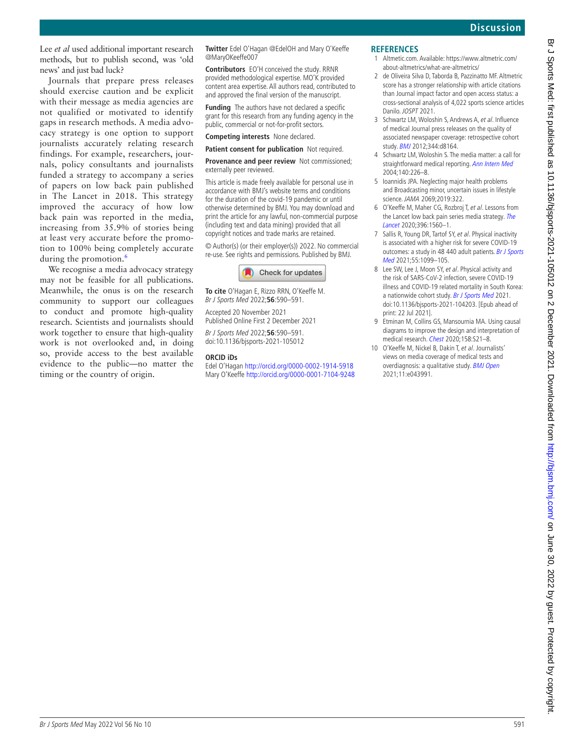Lee *et al* used additional important research methods, but to publish second, was 'old news' and just bad luck?

Journals that prepare press releases should exercise caution and be explicit with their message as media agencies are not qualified or motivated to identify gaps in research methods. A media advocacy strategy is one option to support journalists accurately relating research findings. For example, researchers, journals, policy consultants and journalists funded a strategy to accompany a series of papers on low back pain published in The Lancet in 2018. This strategy improved the accuracy of how low back pain was reported in the media, increasing from 35.9% of stories being at least very accurate before the promotion to 100% being completely accurate during the promotion.[6]

We recognise a media advocacy strategy may not be feasible for all publications. Meanwhile, the onus is on the research community to support our colleagues to conduct and promote high-quality research. Scientists and journalists should work together to ensure that high-quality work is not overlooked and, in doing so, provide access to the best available evidence to the public—no matter the timing or the country of origin.

**Twitter** Edel O'Hagan @EdelOH and Mary O'Keeffe @MaryOKeeffe007

**Contributors** EO'H conceived the study. RRNR provided methodological expertise. MO'K provided content area expertise. All authors read, contributed to and approved the final version of the manuscript.

**Funding** The authors have not declared a specific grant for this research from any funding agency in the public, commercial or not-for-profit sectors.

**Competing interests** None declared.

**Patient consent for publication** Not required.

**Provenance and peer review** Not commissioned; externally peer reviewed.

This article is made freely available for personal use in accordance with BMJ's website terms and conditions for the duration of the covid-19 pandemic or until otherwise determined by BMJ. You may download and print the article for any lawful, non-commercial purpose (including text and data mining) provided that all copyright notices and trade marks are retained.

© Author(s) (or their employer(s)) 2022. No commercial re-use. See rights and permissions. Published by BMJ.

**To cite** O'Hagan E, Rizzo RRN, O'Keeffe M. *Br J Sports Med* 2022;**56**:590–591.

Accepted 20 November 2021
Published Online First 2 December 2021

*Br J Sports Med* 2022;**56**:590–591.
doi:10.1136/bjsports-2021-105012

**ORCID iDs**

Edel O'Hagan http://orcid.org/0000-0002-1914-5918
Mary O'Keeffe http://orcid.org/0000-0001-7104-9248

## REFERENCES

1. Altmetic.com. Available: https://www.altmetric.com/about-altmetrics/what-are-altmetrics/
2. de Oliveira Silva D, Taborda B, Pazzinatto MF. Altmetric score has a stronger relationship with article citations than Journal impact factor and open access status: a cross-sectional analysis of 4,022 sports science articles Danilo. *JOSPT* 2021.
3. Schwartz LM, Woloshin S, Andrews A, *et al*. Influence of medical Journal press releases on the quality of associated newspaper coverage: retrospective cohort study. *BMJ* 2012;344:d8164.
4. Schwartz LM, Woloshin S. The media matter: a call for straightforward medical reporting. *Ann Intern Med* 2004;140:226–8.
5. Ioannidis JPA. Neglecting major health problems and Broadcasting minor, uncertain issues in lifestyle science. *JAMA* 2069;2019:322.
6. O'Keeffe M, Maher CG, Rozbroj T, *et al*. Lessons from the Lancet low back pain series media strategy. *The Lancet* 2020;396:1560–1.
7. Sallis R, Young DR, Tartof SY, *et al*. Physical inactivity is associated with a higher risk for severe COVID-19 outcomes: a study in 48 440 adult patients. *Br J Sports Med* 2021;55:1099–105.
8. Lee SW, Lee J, Moon SY, *et al*. Physical activity and the risk of SARS-CoV-2 infection, severe COVID-19 illness and COVID-19 related mortality in South Korea: a nationwide cohort study. *Br J Sports Med* 2021. doi:10.1136/bjsports-2021-104203. [Epub ahead of print: 22 Jul 2021].
9. Etminan M, Collins GS, Mansournia MA. Using causal diagrams to improve the design and interpretation of medical research. *Chest* 2020;158:S21–8.
10. O'Keeffe M, Nickel B, Dakin T, *et al*. Journalists' views on media coverage of medical tests and overdiagnosis: a qualitative study. *BMJ Open* 2021;11:e043991.